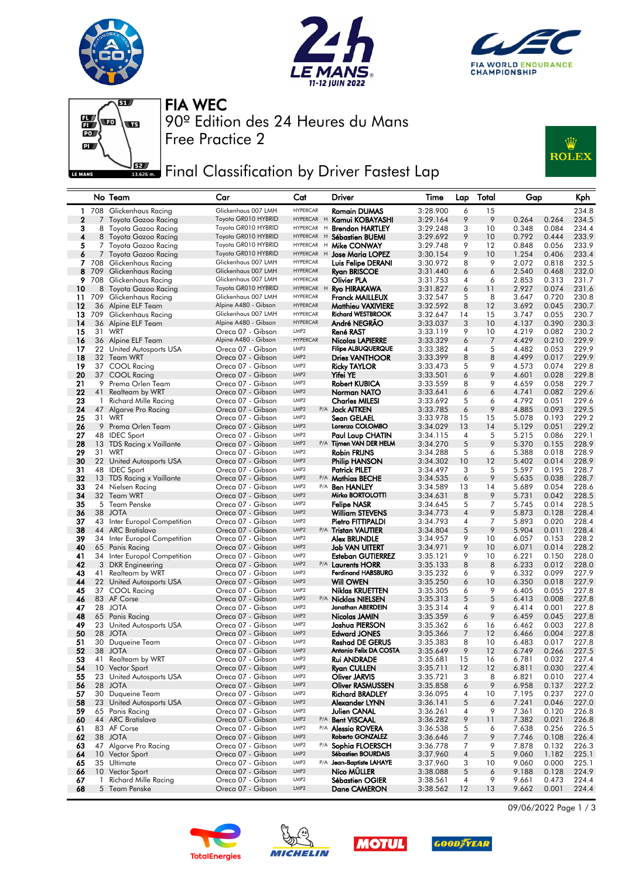# FIA WEC

## 90º Edition des 24 Heures du Mans

## Free Practice 2

## Final Classification by Driver Fastest Lap

| | No | Team | Car | Cat | | Driver | Time | Lap | Total | Gap | | Kph |
|---|---|---|---|---|---|---|---|---|---|---|---|---|
| 1 | 708 | Glickenhaus Racing | Glickenhaus 007 LMH | HYPERCAR | | Romain DUMAS | 3:28.900 | 6 | 15 | | | 234.8 |
| 2 | 7 | Toyota Gazoo Racing | Toyota GR010 HYBRID | HYPERCAR | H | Kamui KOBAYASHI | 3:29.164 | 9 | 9 | 0.264 | 0.264 | 234.5 |
| 3 | 8 | Toyota Gazoo Racing | Toyota GR010 HYBRID | HYPERCAR | H | Brendon HARTLEY | 3:29.248 | 3 | 10 | 0.348 | 0.084 | 234.4 |
| 4 | 8 | Toyota Gazoo Racing | Toyota GR010 HYBRID | HYPERCAR | H | Sébastien BUEMI | 3:29.692 | 9 | 10 | 0.792 | 0.444 | 233.9 |
| 5 | 7 | Toyota Gazoo Racing | Toyota GR010 HYBRID | HYPERCAR | H | Mike CONWAY | 3:29.748 | 9 | 12 | 0.848 | 0.056 | 233.9 |
| 6 | 7 | Toyota Gazoo Racing | Toyota GR010 HYBRID | HYPERCAR | H | Jose Maria LOPEZ | 3:30.154 | 9 | 10 | 1.254 | 0.406 | 233.4 |
| 7 | 708 | Glickenhaus Racing | Glickenhaus 007 LMH | HYPERCAR | | Luis Felipe DERANI | 3:30.972 | 8 | 9 | 2.072 | 0.818 | 232.5 |
| 8 | 709 | Glickenhaus Racing | Glickenhaus 007 LMH | HYPERCAR | | Ryan BRISCOE | 3:31.440 | 6 | 6 | 2.540 | 0.468 | 232.0 |
| 9 | 708 | Glickenhaus Racing | Glickenhaus 007 LMH | HYPERCAR | | Olivier PLA | 3:31.753 | 4 | 6 | 2.853 | 0.313 | 231.7 |
| 10 | 8 | Toyota Gazoo Racing | Toyota GR010 HYBRID | HYPERCAR | H | Ryo HIRAKAWA | 3:31.827 | 6 | 11 | 2.927 | 0.074 | 231.6 |
| 11 | 709 | Glickenhaus Racing | Glickenhaus 007 LMH | HYPERCAR | | Franck MAILLEUX | 3:32.547 | 5 | 8 | 3.647 | 0.720 | 230.8 |
| 12 | 36 | Alpine ELF Team | Alpine A480 - Gibson | HYPERCAR | | Matthieu VAXIVIERE | 3:32.592 | 8 | 12 | 3.692 | 0.045 | 230.7 |
| 13 | 709 | Glickenhaus Racing | Glickenhaus 007 LMH | HYPERCAR | | Richard WESTBROOK | 3:32.647 | 14 | 15 | 3.747 | 0.055 | 230.7 |
| 14 | 36 | Alpine ELF Team | Alpine A480 - Gibson | HYPERCAR | | André NEGRÃO | 3:33.037 | 3 | 10 | 4.137 | 0.390 | 230.3 |
| 15 | 31 | WRT | Oreca 07 - Gibson | LMP2 | | René RAST | 3:33.119 | 9 | 10 | 4.219 | 0.082 | 230.2 |
| 16 | 36 | Alpine ELF Team | Alpine A480 - Gibson | HYPERCAR | | Nicolas LAPIERRE | 3:33.329 | 6 | 7 | 4.429 | 0.210 | 229.9 |
| 17 | 22 | United Autosports USA | Oreca 07 - Gibson | LMP2 | | Filipe ALBUQUERQUE | 3:33.382 | 4 | 5 | 4.482 | 0.053 | 229.9 |
| 18 | 32 | Team WRT | Oreca 07 - Gibson | LMP2 | | Dries VANTHOOR | 3:33.399 | 8 | 8 | 4.499 | 0.017 | 229.9 |
| 19 | 37 | COOL Racing | Oreca 07 - Gibson | LMP2 | | Ricky TAYLOR | 3:33.473 | 5 | 9 | 4.573 | 0.074 | 229.8 |
| 20 | 37 | COOL Racing | Oreca 07 - Gibson | LMP2 | | Yifei YE | 3:33.501 | 6 | 9 | 4.601 | 0.028 | 229.8 |
| 21 | 9 | Prema Orlen Team | Oreca 07 - Gibson | LMP2 | | Robert KUBICA | 3:33.559 | 8 | 9 | 4.659 | 0.058 | 229.7 |
| 22 | 41 | Realteam by WRT | Oreca 07 - Gibson | LMP2 | | Norman NATO | 3:33.641 | 6 | 6 | 4.741 | 0.082 | 229.6 |
| 23 | 1 | Richard Mille Racing | Oreca 07 - Gibson | LMP2 | | Charles MILESI | 3:33.692 | 5 | 6 | 4.792 | 0.051 | 229.6 |
| 24 | 47 | Algarve Pro Racing | Oreca 07 - Gibson | LMP2 | P/A | Jack AITKEN | 3:33.785 | 6 | 9 | 4.885 | 0.093 | 229.5 |
| 25 | 31 | WRT | Oreca 07 - Gibson | LMP2 | | Sean GELAEL | 3:33.978 | 15 | 15 | 5.078 | 0.193 | 229.2 |
| 26 | 9 | Prema Orlen Team | Oreca 07 - Gibson | LMP2 | | Lorenzo COLOMBO | 3:34.029 | 13 | 14 | 5.129 | 0.051 | 229.2 |
| 27 | 48 | IDEC Sport | Oreca 07 - Gibson | LMP2 | | Paul Loup CHATIN | 3:34.115 | 4 | 5 | 5.215 | 0.086 | 229.1 |
| 28 | 13 | TDS Racing x Vaillante | Oreca 07 - Gibson | LMP2 | P/A | Tijmen VAN DER HELM | 3:34.270 | 5 | 9 | 5.370 | 0.155 | 228.9 |
| 29 | 31 | WRT | Oreca 07 - Gibson | LMP2 | | Robin FRIJNS | 3:34.288 | 5 | 6 | 5.388 | 0.018 | 228.9 |
| 30 | 22 | United Autosports USA | Oreca 07 - Gibson | LMP2 | | Philip HANSON | 3:34.302 | 10 | 12 | 5.402 | 0.014 | 228.9 |
| 31 | 48 | IDEC Sport | Oreca 07 - Gibson | LMP2 | | Patrick PILET | 3:34.497 | 3 | 5 | 5.597 | 0.195 | 228.7 |
| 32 | 13 | TDS Racing x Vaillante | Oreca 07 - Gibson | LMP2 | P/A | Mathias BECHE | 3:34.535 | 6 | 9 | 5.635 | 0.038 | 228.7 |
| 33 | 24 | Nielsen Racing | Oreca 07 - Gibson | LMP2 | P/A | Ben HANLEY | 3:34.589 | 13 | 14 | 5.689 | 0.054 | 228.6 |
| 34 | 32 | Team WRT | Oreca 07 - Gibson | LMP2 | | Mirko BORTOLOTTI | 3:34.631 | 8 | 9 | 5.731 | 0.042 | 228.5 |
| 35 | 5 | Team Penske | Oreca 07 - Gibson | LMP2 | | Felipe NASR | 3:34.645 | 5 | 7 | 5.745 | 0.014 | 228.5 |
| 36 | 38 | JOTA | Oreca 07 - Gibson | LMP2 | | William STEVENS | 3:34.773 | 4 | 9 | 5.873 | 0.128 | 228.4 |
| 37 | 43 | Inter Europol Competition | Oreca 07 - Gibson | LMP2 | | Pietro FITTIPALDI | 3:34.793 | 4 | 7 | 5.893 | 0.020 | 228.4 |
| 38 | 44 | ARC Bratislava | Oreca 07 - Gibson | LMP2 | P/A | Tristan VAUTIER | 3:34.804 | 5 | 9 | 5.904 | 0.011 | 228.4 |
| 39 | 34 | Inter Europol Competition | Oreca 07 - Gibson | LMP2 | | Alex BRUNDLE | 3:34.957 | 9 | 10 | 6.057 | 0.153 | 228.2 |
| 40 | 65 | Panis Racing | Oreca 07 - Gibson | LMP2 | | Job VAN UITERT | 3:34.971 | 9 | 10 | 6.071 | 0.014 | 228.2 |
| 41 | 34 | Inter Europol Competition | Oreca 07 - Gibson | LMP2 | | Esteban GUTIERREZ | 3:35.121 | 9 | 10 | 6.221 | 0.150 | 228.0 |
| 42 | 3 | DKR Engineering | Oreca 07 - Gibson | LMP2 | P/A | Laurents HORR | 3:35.133 | 8 | 8 | 6.233 | 0.012 | 228.0 |
| 43 | 41 | Realteam by WRT | Oreca 07 - Gibson | LMP2 | | Ferdinand HABSBURG | 3:35.232 | 6 | 9 | 6.332 | 0.099 | 227.9 |
| 44 | 22 | United Autosports USA | Oreca 07 - Gibson | LMP2 | | Will OWEN | 3:35.250 | 6 | 10 | 6.350 | 0.018 | 227.9 |
| 45 | 37 | COOL Racing | Oreca 07 - Gibson | LMP2 | | Niklas KRUETTEN | 3:35.305 | 6 | 9 | 6.405 | 0.055 | 227.8 |
| 46 | 83 | AF Corse | Oreca 07 - Gibson | LMP2 | P/A | Nicklas NIELSEN | 3:35.313 | 5 | 5 | 6.413 | 0.008 | 227.8 |
| 47 | 28 | JOTA | Oreca 07 - Gibson | LMP2 | | Jonathan ABERDEIN | 3:35.314 | 4 | 9 | 6.414 | 0.001 | 227.8 |
| 48 | 65 | Panis Racing | Oreca 07 - Gibson | LMP2 | | Nicolas JAMIN | 3:35.359 | 6 | 9 | 6.459 | 0.045 | 227.8 |
| 49 | 23 | United Autosports USA | Oreca 07 - Gibson | LMP2 | | Joshua PIERSON | 3:35.362 | 6 | 16 | 6.462 | 0.003 | 227.8 |
| 50 | 28 | JOTA | Oreca 07 - Gibson | LMP2 | | Edward JONES | 3:35.366 | 7 | 12 | 6.466 | 0.004 | 227.8 |
| 51 | 30 | Duqueine Team | Oreca 07 - Gibson | LMP2 | | Reshad DE GERUS | 3:35.383 | 8 | 10 | 6.483 | 0.017 | 227.8 |
| 52 | 38 | JOTA | Oreca 07 - Gibson | LMP2 | | Antonio Felix DA COSTA | 3:35.649 | 9 | 12 | 6.749 | 0.266 | 227.5 |
| 53 | 41 | Realteam by WRT | Oreca 07 - Gibson | LMP2 | | Rui ANDRADE | 3:35.681 | 15 | 16 | 6.781 | 0.032 | 227.4 |
| 54 | 10 | Vector Sport | Oreca 07 - Gibson | LMP2 | | Ryan CULLEN | 3:35.711 | 12 | 12 | 6.811 | 0.030 | 227.4 |
| 55 | 23 | United Autosports USA | Oreca 07 - Gibson | LMP2 | | Oliver JARVIS | 3:35.721 | 3 | 8 | 6.821 | 0.010 | 227.4 |
| 56 | 28 | JOTA | Oreca 07 - Gibson | LMP2 | | Oliver RASMUSSEN | 3:35.858 | 6 | 9 | 6.958 | 0.137 | 227.2 |
| 57 | 30 | Duqueine Team | Oreca 07 - Gibson | LMP2 | | Richard BRADLEY | 3:36.095 | 4 | 10 | 7.195 | 0.237 | 227.0 |
| 58 | 23 | United Autosports USA | Oreca 07 - Gibson | LMP2 | | Alexander LYNN | 3:36.141 | 5 | 6 | 7.241 | 0.046 | 227.0 |
| 59 | 65 | Panis Racing | Oreca 07 - Gibson | LMP2 | | Julien CANAL | 3:36.261 | 4 | 9 | 7.361 | 0.120 | 226.8 |
| 60 | 44 | ARC Bratislava | Oreca 07 - Gibson | LMP2 | P/A | Bent VISCAAL | 3:36.282 | 9 | 11 | 7.382 | 0.021 | 226.8 |
| 61 | 83 | AF Corse | Oreca 07 - Gibson | LMP2 | P/A | Alessio ROVERA | 3:36.538 | 5 | 6 | 7.638 | 0.256 | 226.5 |
| 62 | 38 | JOTA | Oreca 07 - Gibson | LMP2 | | Roberto GONZALEZ | 3:36.646 | 7 | 9 | 7.746 | 0.108 | 226.4 |
| 63 | 47 | Algarve Pro Racing | Oreca 07 - Gibson | LMP2 | P/A | Sophia FLOERSCH | 3:36.778 | 7 | 9 | 7.878 | 0.132 | 226.3 |
| 64 | 10 | Vector Sport | Oreca 07 - Gibson | LMP2 | | Sébastien BOURDAIS | 3:37.960 | 4 | 5 | 9.060 | 1.182 | 225.1 |
| 65 | 35 | Ultimate | Oreca 07 - Gibson | LMP2 | P/A | Jean-Baptiste LAHAYE | 3:37.960 | 3 | 10 | 9.060 | 0.000 | 225.1 |
| 66 | 10 | Vector Sport | Oreca 07 - Gibson | LMP2 | | Nico MÜLLER | 3:38.088 | 5 | 6 | 9.188 | 0.128 | 224.9 |
| 67 | 1 | Richard Mille Racing | Oreca 07 - Gibson | LMP2 | | Sébastien OGIER | 3:38.561 | 4 | 9 | 9.661 | 0.473 | 224.4 |
| 68 | 5 | Team Penske | Oreca 07 - Gibson | LMP2 | | Dane CAMERON | 3:38.562 | 12 | 13 | 9.662 | 0.001 | 224.4 |

09/06/2022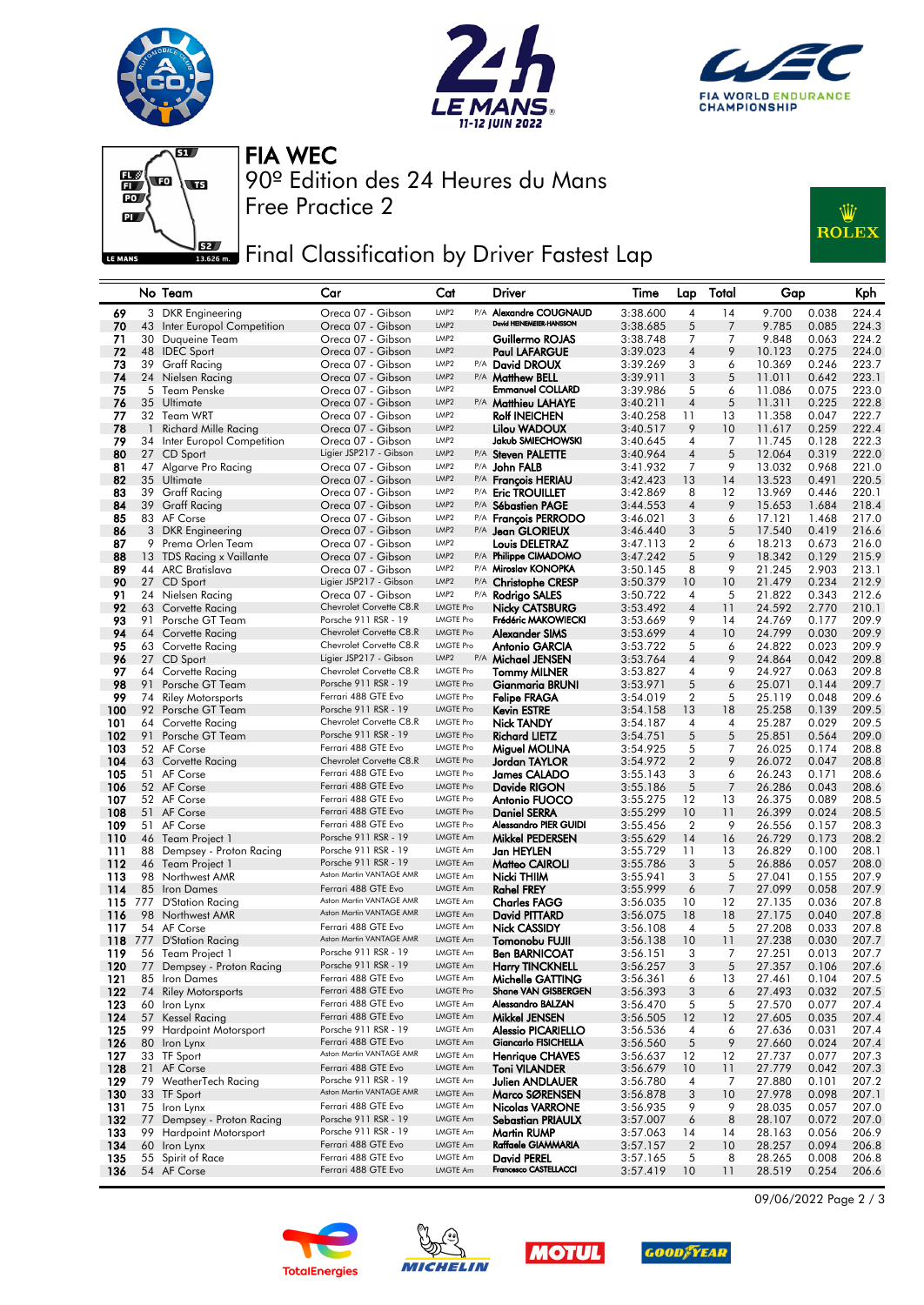# FIA WEC

90º Edition des 24 Heures du Mans

Free Practice 2

## Final Classification by Driver Fastest Lap

| | No | Team | Car | Cat | | Driver | Time | Lap | Total | Gap | | Kph |
|---|---|---|---|---|---|---|---|---|---|---|---|---|
| 69 | 3 | DKR Engineering | Oreca 07 - Gibson | LMP2 | P/A | Alexandre COUGNAUD | 3:38.600 | 4 | 14 | 9.700 | 0.038 | 224.4 |
| 70 | 43 | Inter Europol Competition | Oreca 07 - Gibson | LMP2 | | David HEINEMEIER-HANSSON | 3:38.685 | 5 | 7 | 9.785 | 0.085 | 224.3 |
| 71 | 30 | Duqueine Team | Oreca 07 - Gibson | LMP2 | | Guillermo ROJAS | 3:38.748 | 7 | 7 | 9.848 | 0.063 | 224.2 |
| 72 | 48 | IDEC Sport | Oreca 07 - Gibson | LMP2 | | Paul LAFARGUE | 3:39.023 | 4 | 9 | 10.123 | 0.275 | 224.0 |
| 73 | 39 | Graff Racing | Oreca 07 - Gibson | LMP2 | P/A | David DROUX | 3:39.269 | 3 | 6 | 10.369 | 0.246 | 223.7 |
| 74 | 24 | Nielsen Racing | Oreca 07 - Gibson | LMP2 | P/A | Matthew BELL | 3:39.911 | 3 | 5 | 11.011 | 0.642 | 223.1 |
| 75 | 5 | Team Penske | Oreca 07 - Gibson | LMP2 | | Emmanuel COLLARD | 3:39.986 | 5 | 6 | 11.086 | 0.075 | 223.0 |
| 76 | 35 | Ultimate | Oreca 07 - Gibson | LMP2 | P/A | Matthieu LAHAYE | 3:40.211 | 4 | 5 | 11.311 | 0.225 | 222.8 |
| 77 | 32 | Team WRT | Oreca 07 - Gibson | LMP2 | | Rolf INEICHEN | 3:40.258 | 11 | 13 | 11.358 | 0.047 | 222.7 |
| 78 | 1 | Richard Mille Racing | Oreca 07 - Gibson | LMP2 | | Lilou WADOUX | 3:40.517 | 9 | 10 | 11.617 | 0.259 | 222.4 |
| 79 | 34 | Inter Europol Competition | Oreca 07 - Gibson | LMP2 | | Jakub SMIECHOWSKI | 3:40.645 | 4 | 7 | 11.745 | 0.128 | 222.3 |
| 80 | 27 | CD Sport | Ligier JSP217 - Gibson | LMP2 | P/A | Steven PALETTE | 3:40.964 | 4 | 5 | 12.064 | 0.319 | 222.0 |
| 81 | 47 | Algarve Pro Racing | Oreca 07 - Gibson | LMP2 | P/A | John FALB | 3:41.932 | 7 | 9 | 13.032 | 0.968 | 221.0 |
| 82 | 35 | Ultimate | Oreca 07 - Gibson | LMP2 | P/A | François HERIAU | 3:42.423 | 13 | 14 | 13.523 | 0.491 | 220.5 |
| 83 | 39 | Graff Racing | Oreca 07 - Gibson | LMP2 | P/A | Eric TROUILLET | 3:42.869 | 8 | 12 | 13.969 | 0.446 | 220.1 |
| 84 | 39 | Graff Racing | Oreca 07 - Gibson | LMP2 | P/A | Sébastien PAGE | 3:44.553 | 4 | 9 | 15.653 | 1.684 | 218.4 |
| 85 | 83 | AF Corse | Oreca 07 - Gibson | LMP2 | P/A | François PERRODO | 3:46.021 | 3 | 6 | 17.121 | 1.468 | 217.0 |
| 86 | 3 | DKR Engineering | Oreca 07 - Gibson | LMP2 | P/A | Jean GLORIEUX | 3:46.440 | 3 | 5 | 17.540 | 0.419 | 216.6 |
| 87 | 9 | Prema Orlen Team | Oreca 07 - Gibson | LMP2 | | Louis DELETRAZ | 3:47.113 | 2 | 6 | 18.213 | 0.673 | 216.0 |
| 88 | 13 | TDS Racing x Vaillante | Oreca 07 - Gibson | LMP2 | P/A | Philippe CIMADOMO | 3:47.242 | 5 | 9 | 18.342 | 0.129 | 215.9 |
| 89 | 44 | ARC Bratislava | Oreca 07 - Gibson | LMP2 | P/A | Miroslav KONOPKA | 3:50.145 | 8 | 9 | 21.245 | 2.903 | 213.1 |
| 90 | 27 | CD Sport | Ligier JSP217 - Gibson | LMP2 | P/A | Christophe CRESP | 3:50.379 | 10 | 10 | 21.479 | 0.234 | 212.9 |
| 91 | 24 | Nielsen Racing | Oreca 07 - Gibson | LMP2 | P/A | Rodrigo SALES | 3:50.722 | 4 | 5 | 21.822 | 0.343 | 212.6 |
| 92 | 63 | Corvette Racing | Chevrolet Corvette C8.R | LMGTE Pro | | Nicky CATSBURG | 3:53.492 | 4 | 11 | 24.592 | 2.770 | 210.1 |
| 93 | 91 | Porsche GT Team | Porsche 911 RSR - 19 | LMGTE Pro | | Frédéric MAKOWIECKI | 3:53.669 | 9 | 14 | 24.769 | 0.177 | 209.9 |
| 94 | 64 | Corvette Racing | Chevrolet Corvette C8.R | LMGTE Pro | | Alexander SIMS | 3:53.699 | 4 | 10 | 24.799 | 0.030 | 209.9 |
| 95 | 63 | Corvette Racing | Chevrolet Corvette C8.R | LMGTE Pro | | Antonio GARCIA | 3:53.722 | 5 | 6 | 24.822 | 0.023 | 209.9 |
| 96 | 27 | CD Sport | Ligier JSP217 - Gibson | LMP2 | P/A | Michael JENSEN | 3:53.764 | 4 | 9 | 24.864 | 0.042 | 209.8 |
| 97 | 64 | Corvette Racing | Chevrolet Corvette C8.R | LMGTE Pro | | Tommy MILNER | 3:53.827 | 4 | 9 | 24.927 | 0.063 | 209.8 |
| 98 | 91 | Porsche GT Team | Porsche 911 RSR - 19 | LMGTE Pro | | Gianmaria BRUNI | 3:53.971 | 5 | 6 | 25.071 | 0.144 | 209.7 |
| 99 | 74 | Riley Motorsports | Ferrari 488 GTE Evo | LMGTE Pro | | Felipe FRAGA | 3:54.019 | 2 | 5 | 25.119 | 0.048 | 209.6 |
| 100 | 92 | Porsche GT Team | Porsche 911 RSR - 19 | LMGTE Pro | | Kevin ESTRE | 3:54.158 | 13 | 18 | 25.258 | 0.139 | 209.5 |
| 101 | 64 | Corvette Racing | Chevrolet Corvette C8.R | LMGTE Pro | | Nick TANDY | 3:54.187 | 4 | 4 | 25.287 | 0.029 | 209.5 |
| 102 | 91 | Porsche GT Team | Porsche 911 RSR - 19 | LMGTE Pro | | Richard LIETZ | 3:54.751 | 5 | 5 | 25.851 | 0.564 | 209.0 |
| 103 | 52 | AF Corse | Ferrari 488 GTE Evo | LMGTE Pro | | Miguel MOLINA | 3:54.925 | 5 | 7 | 26.025 | 0.174 | 208.8 |
| 104 | 63 | Corvette Racing | Chevrolet Corvette C8.R | LMGTE Pro | | Jordan TAYLOR | 3:54.972 | 2 | 9 | 26.072 | 0.047 | 208.8 |
| 105 | 51 | AF Corse | Ferrari 488 GTE Evo | LMGTE Pro | | James CALADO | 3:55.143 | 3 | 6 | 26.243 | 0.171 | 208.6 |
| 106 | 52 | AF Corse | Ferrari 488 GTE Evo | LMGTE Pro | | Davide RIGON | 3:55.186 | 5 | 7 | 26.286 | 0.043 | 208.6 |
| 107 | 52 | AF Corse | Ferrari 488 GTE Evo | LMGTE Pro | | Antonio FUOCO | 3:55.275 | 12 | 13 | 26.375 | 0.089 | 208.5 |
| 108 | 51 | AF Corse | Ferrari 488 GTE Evo | LMGTE Pro | | Daniel SERRA | 3:55.299 | 10 | 11 | 26.399 | 0.024 | 208.5 |
| 109 | 51 | AF Corse | Ferrari 488 GTE Evo | LMGTE Pro | | Alessandro PIER GUIDI | 3:55.456 | 2 | 9 | 26.556 | 0.157 | 208.3 |
| 110 | 46 | Team Project 1 | Porsche 911 RSR - 19 | LMGTE Am | | Mikkel PEDERSEN | 3:55.629 | 14 | 16 | 26.729 | 0.173 | 208.2 |
| 111 | 88 | Dempsey - Proton Racing | Porsche 911 RSR - 19 | LMGTE Am | | Jan HEYLEN | 3:55.729 | 11 | 13 | 26.829 | 0.100 | 208.1 |
| 112 | 46 | Team Project 1 | Porsche 911 RSR - 19 | LMGTE Am | | Matteo CAIROLI | 3:55.786 | 3 | 5 | 26.886 | 0.057 | 208.0 |
| 113 | 98 | Northwest AMR | Aston Martin VANTAGE AMR | LMGTE Am | | Nicki THIIM | 3:55.941 | 3 | 5 | 27.041 | 0.155 | 207.9 |
| 114 | 85 | Iron Dames | Ferrari 488 GTE Evo | LMGTE Am | | Rahel FREY | 3:55.999 | 6 | 7 | 27.099 | 0.058 | 207.9 |
| 115 | 777 | D'Station Racing | Aston Martin VANTAGE AMR | LMGTE Am | | Charles FAGG | 3:56.035 | 10 | 12 | 27.135 | 0.036 | 207.8 |
| 116 | 98 | Northwest AMR | Aston Martin VANTAGE AMR | LMGTE Am | | David PITTARD | 3:56.075 | 18 | 18 | 27.175 | 0.040 | 207.8 |
| 117 | 54 | AF Corse | Ferrari 488 GTE Evo | LMGTE Am | | Nick CASSIDY | 3:56.108 | 4 | 5 | 27.208 | 0.033 | 207.8 |
| 118 | 777 | D'Station Racing | Aston Martin VANTAGE AMR | LMGTE Am | | Tomonobu FUJII | 3:56.138 | 10 | 11 | 27.238 | 0.030 | 207.7 |
| 119 | 56 | Team Project 1 | Porsche 911 RSR - 19 | LMGTE Am | | Ben BARNICOAT | 3:56.151 | 3 | 7 | 27.251 | 0.013 | 207.7 |
| 120 | 77 | Dempsey - Proton Racing | Porsche 911 RSR - 19 | LMGTE Am | | Harry TINCKNELL | 3:56.257 | 3 | 5 | 27.357 | 0.106 | 207.6 |
| 121 | 85 | Iron Dames | Ferrari 488 GTE Evo | LMGTE Am | | Michelle GATTING | 3:56.361 | 6 | 13 | 27.461 | 0.104 | 207.5 |
| 122 | 74 | Riley Motorsports | Ferrari 488 GTE Evo | LMGTE Pro | | Shane VAN GISBERGEN | 3:56.393 | 3 | 6 | 27.493 | 0.032 | 207.5 |
| 123 | 60 | Iron Lynx | Ferrari 488 GTE Evo | LMGTE Am | | Alessandro BALZAN | 3:56.470 | 5 | 5 | 27.570 | 0.077 | 207.4 |
| 124 | 57 | Kessel Racing | Ferrari 488 GTE Evo | LMGTE Am | | Mikkel JENSEN | 3:56.505 | 12 | 12 | 27.605 | 0.035 | 207.4 |
| 125 | 99 | Hardpoint Motorsport | Porsche 911 RSR - 19 | LMGTE Am | | Alessio PICARIELLO | 3:56.536 | 4 | 6 | 27.636 | 0.031 | 207.4 |
| 126 | 80 | Iron Lynx | Ferrari 488 GTE Evo | LMGTE Am | | Giancarlo FISICHELLA | 3:56.560 | 5 | 9 | 27.660 | 0.024 | 207.4 |
| 127 | 33 | TF Sport | Aston Martin VANTAGE AMR | LMGTE Am | | Henrique CHAVES | 3:56.637 | 12 | 12 | 27.737 | 0.077 | 207.3 |
| 128 | 21 | AF Corse | Ferrari 488 GTE Evo | LMGTE Am | | Toni VILANDER | 3:56.679 | 10 | 11 | 27.779 | 0.042 | 207.3 |
| 129 | 79 | WeatherTech Racing | Porsche 911 RSR - 19 | LMGTE Am | | Julien ANDLAUER | 3:56.780 | 4 | 7 | 27.880 | 0.101 | 207.2 |
| 130 | 33 | TF Sport | Aston Martin VANTAGE AMR | LMGTE Am | | Marco SØRENSEN | 3:56.878 | 3 | 10 | 27.978 | 0.098 | 207.1 |
| 131 | 75 | Iron Lynx | Ferrari 488 GTE Evo | LMGTE Am | | Nicolas VARRONE | 3:56.935 | 9 | 9 | 28.035 | 0.057 | 207.0 |
| 132 | 77 | Dempsey - Proton Racing | Porsche 911 RSR - 19 | LMGTE Am | | Sebastian PRIAULX | 3:57.007 | 6 | 8 | 28.107 | 0.072 | 207.0 |
| 133 | 99 | Hardpoint Motorsport | Porsche 911 RSR - 19 | LMGTE Am | | Martin RUMP | 3:57.063 | 14 | 14 | 28.163 | 0.056 | 206.9 |
| 134 | 60 | Iron Lynx | Ferrari 488 GTE Evo | LMGTE Am | | Raffaele GIAMMARIA | 3:57.157 | 2 | 10 | 28.257 | 0.094 | 206.8 |
| 135 | 55 | Spirit of Race | Ferrari 488 GTE Evo | LMGTE Am | | David PEREL | 3:57.165 | 5 | 8 | 28.265 | 0.008 | 206.8 |
| 136 | 54 | AF Corse | Ferrari 488 GTE Evo | LMGTE Am | | Francesco CASTELLACCI | 3:57.419 | 10 | 11 | 28.519 | 0.254 | 206.6 |

09/06/2022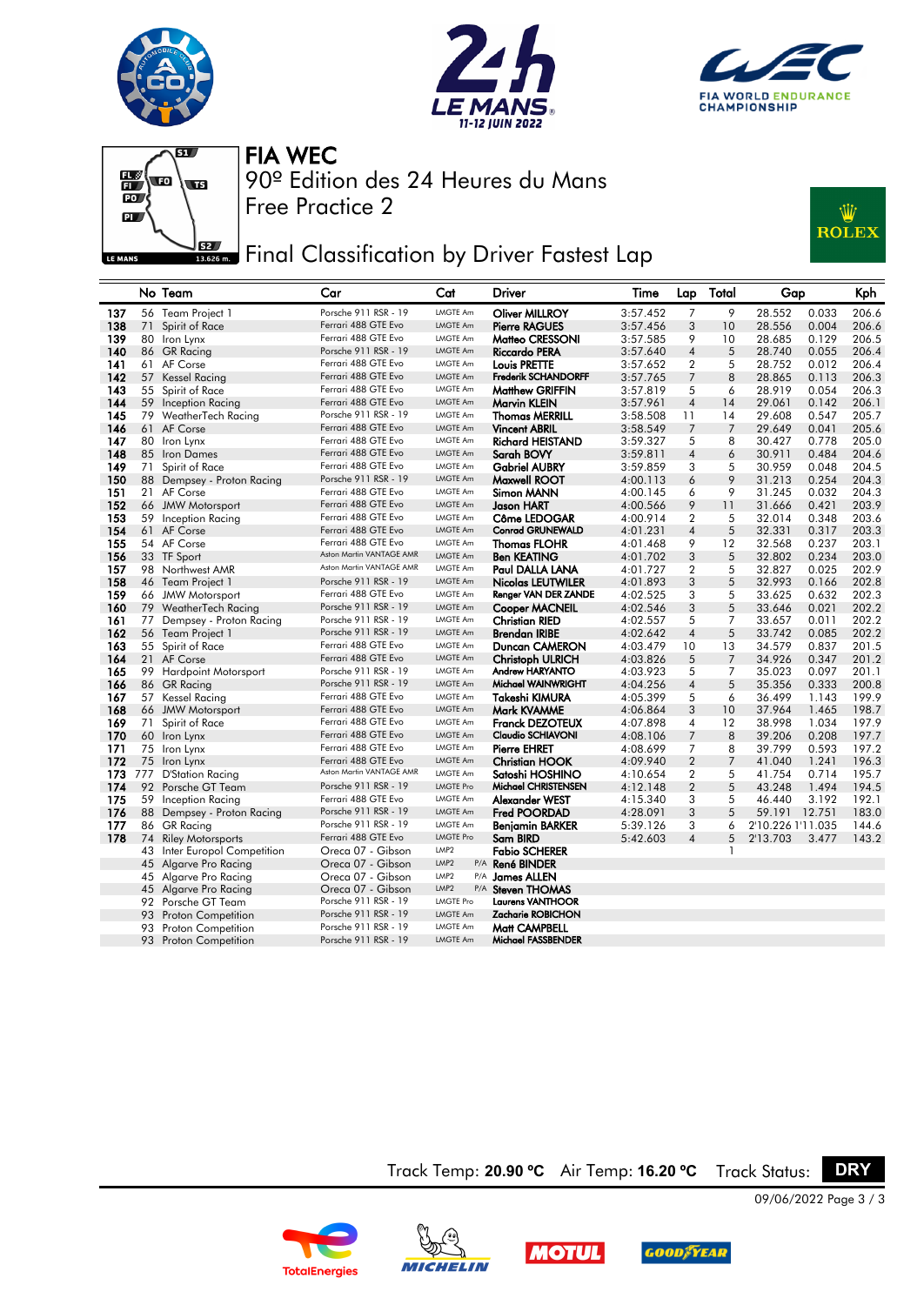# FIA WEC

90º Edition des 24 Heures du Mans

Free Practice 2

## Final Classification by Driver Fastest Lap

| | No | Team | Car | Cat | | Driver | Time | Lap | Total | Gap | | Kph |
|---|---|---|---|---|---|---|---|---|---|---|---|---|
| 137 | 56 | Team Project 1 | Porsche 911 RSR - 19 | LMGTE Am | | Oliver MILLROY | 3:57.452 | 7 | 9 | 28.552 | 0.033 | 206.6 |
| 138 | 71 | Spirit of Race | Ferrari 488 GTE Evo | LMGTE Am | | Pierre RAGUES | 3:57.456 | 3 | 10 | 28.556 | 0.004 | 206.6 |
| 139 | 80 | Iron Lynx | Ferrari 488 GTE Evo | LMGTE Am | | Matteo CRESSONI | 3:57.585 | 9 | 10 | 28.685 | 0.129 | 206.5 |
| 140 | 86 | GR Racing | Porsche 911 RSR - 19 | LMGTE Am | | Riccardo PERA | 3:57.640 | 4 | 5 | 28.740 | 0.055 | 206.4 |
| 141 | 61 | AF Corse | Ferrari 488 GTE Evo | LMGTE Am | | Louis PRETTE | 3:57.652 | 2 | 5 | 28.752 | 0.012 | 206.4 |
| 142 | 57 | Kessel Racing | Ferrari 488 GTE Evo | LMGTE Am | | Frederik SCHANDORFF | 3:57.765 | 7 | 8 | 28.865 | 0.113 | 206.3 |
| 143 | 55 | Spirit of Race | Ferrari 488 GTE Evo | LMGTE Am | | Matthew GRIFFIN | 3:57.819 | 5 | 6 | 28.919 | 0.054 | 206.3 |
| 144 | 59 | Inception Racing | Ferrari 488 GTE Evo | LMGTE Am | | Marvin KLEIN | 3:57.961 | 4 | 14 | 29.061 | 0.142 | 206.1 |
| 145 | 79 | WeatherTech Racing | Porsche 911 RSR - 19 | LMGTE Am | | Thomas MERRILL | 3:58.508 | 11 | 14 | 29.608 | 0.547 | 205.7 |
| 146 | 61 | AF Corse | Ferrari 488 GTE Evo | LMGTE Am | | Vincent ABRIL | 3:58.549 | 7 | 7 | 29.649 | 0.041 | 205.6 |
| 147 | 80 | Iron Lynx | Ferrari 488 GTE Evo | LMGTE Am | | Richard HEISTAND | 3:59.327 | 5 | 8 | 30.427 | 0.778 | 205.0 |
| 148 | 85 | Iron Dames | Ferrari 488 GTE Evo | LMGTE Am | | Sarah BOVY | 3:59.811 | 4 | 6 | 30.911 | 0.484 | 204.6 |
| 149 | 71 | Spirit of Race | Ferrari 488 GTE Evo | LMGTE Am | | Gabriel AUBRY | 3:59.859 | 3 | 5 | 30.959 | 0.048 | 204.5 |
| 150 | 88 | Dempsey - Proton Racing | Porsche 911 RSR - 19 | LMGTE Am | | Maxwell ROOT | 4:00.113 | 6 | 9 | 31.213 | 0.254 | 204.3 |
| 151 | 21 | AF Corse | Ferrari 488 GTE Evo | LMGTE Am | | Simon MANN | 4:00.145 | 6 | 9 | 31.245 | 0.032 | 204.3 |
| 152 | 66 | JMW Motorsport | Ferrari 488 GTE Evo | LMGTE Am | | Jason HART | 4:00.566 | 9 | 11 | 31.666 | 0.421 | 203.9 |
| 153 | 59 | Inception Racing | Ferrari 488 GTE Evo | LMGTE Am | | Côme LEDOGAR | 4:00.914 | 2 | 5 | 32.014 | 0.348 | 203.6 |
| 154 | 61 | AF Corse | Ferrari 488 GTE Evo | LMGTE Am | | Conrad GRUNEWALD | 4:01.231 | 4 | 5 | 32.331 | 0.317 | 203.3 |
| 155 | 54 | AF Corse | Ferrari 488 GTE Evo | LMGTE Am | | Thomas FLOHR | 4:01.468 | 9 | 12 | 32.568 | 0.237 | 203.1 |
| 156 | 33 | TF Sport | Aston Martin VANTAGE AMR | LMGTE Am | | Ben KEATING | 4:01.702 | 3 | 5 | 32.802 | 0.234 | 203.0 |
| 157 | 98 | Northwest AMR | Aston Martin VANTAGE AMR | LMGTE Am | | Paul DALLA LANA | 4:01.727 | 2 | 5 | 32.827 | 0.025 | 202.9 |
| 158 | 46 | Team Project 1 | Porsche 911 RSR - 19 | LMGTE Am | | Nicolas LEUTWILER | 4:01.893 | 3 | 5 | 32.993 | 0.166 | 202.8 |
| 159 | 66 | JMW Motorsport | Ferrari 488 GTE Evo | LMGTE Am | | Renger VAN DER ZANDE | 4:02.525 | 3 | 5 | 33.625 | 0.632 | 202.3 |
| 160 | 79 | WeatherTech Racing | Porsche 911 RSR - 19 | LMGTE Am | | Cooper MACNEIL | 4:02.546 | 3 | 5 | 33.646 | 0.021 | 202.2 |
| 161 | 77 | Dempsey - Proton Racing | Porsche 911 RSR - 19 | LMGTE Am | | Christian RIED | 4:02.557 | 5 | 7 | 33.657 | 0.011 | 202.2 |
| 162 | 56 | Team Project 1 | Porsche 911 RSR - 19 | LMGTE Am | | Brendan IRIBE | 4:02.642 | 4 | 5 | 33.742 | 0.085 | 202.2 |
| 163 | 55 | Spirit of Race | Ferrari 488 GTE Evo | LMGTE Am | | Duncan CAMERON | 4:03.479 | 10 | 13 | 34.579 | 0.837 | 201.5 |
| 164 | 21 | AF Corse | Ferrari 488 GTE Evo | LMGTE Am | | Christoph ULRICH | 4:03.826 | 5 | 7 | 34.926 | 0.347 | 201.2 |
| 165 | 99 | Hardpoint Motorsport | Porsche 911 RSR - 19 | LMGTE Am | | Andrew HARYANTO | 4:03.923 | 5 | 7 | 35.023 | 0.097 | 201.1 |
| 166 | 86 | GR Racing | Porsche 911 RSR - 19 | LMGTE Am | | Michael WAINWRIGHT | 4:04.256 | 4 | 5 | 35.356 | 0.333 | 200.8 |
| 167 | 57 | Kessel Racing | Ferrari 488 GTE Evo | LMGTE Am | | Takeshi KIMURA | 4:05.399 | 5 | 6 | 36.499 | 1.143 | 199.9 |
| 168 | 66 | JMW Motorsport | Ferrari 488 GTE Evo | LMGTE Am | | Mark KVAMME | 4:06.864 | 3 | 10 | 37.964 | 1.465 | 198.7 |
| 169 | 71 | Spirit of Race | Ferrari 488 GTE Evo | LMGTE Am | | Franck DEZOTEUX | 4:07.898 | 4 | 12 | 38.998 | 1.034 | 197.9 |
| 170 | 60 | Iron Lynx | Ferrari 488 GTE Evo | LMGTE Am | | Claudio SCHIAVONI | 4:08.106 | 7 | 8 | 39.206 | 0.208 | 197.7 |
| 171 | 75 | Iron Lynx | Ferrari 488 GTE Evo | LMGTE Am | | Pierre EHRET | 4:08.699 | 7 | 8 | 39.799 | 0.593 | 197.2 |
| 172 | 75 | Iron Lynx | Ferrari 488 GTE Evo | LMGTE Am | | Christian HOOK | 4:09.940 | 2 | 7 | 41.040 | 1.241 | 196.3 |
| 173 | 777 | D'Station Racing | Aston Martin VANTAGE AMR | LMGTE Am | | Satoshi HOSHINO | 4:10.654 | 2 | 5 | 41.754 | 0.714 | 195.7 |
| 174 | 92 | Porsche GT Team | Porsche 911 RSR - 19 | LMGTE Pro | | Michael CHRISTENSEN | 4:12.148 | 2 | 5 | 43.248 | 1.494 | 194.5 |
| 175 | 59 | Inception Racing | Ferrari 488 GTE Evo | LMGTE Am | | Alexander WEST | 4:15.340 | 3 | 5 | 46.440 | 3.192 | 192.1 |
| 176 | 88 | Dempsey - Proton Racing | Porsche 911 RSR - 19 | LMGTE Am | | Fred POORDAD | 4:28.091 | 3 | 5 | 59.191 | 12.751 | 183.0 |
| 177 | 86 | GR Racing | Porsche 911 RSR - 19 | LMGTE Am | | Benjamin BARKER | 5:39.126 | 3 | 6 | 2'10.226 | 1'11.035 | 144.6 |
| 178 | 74 | Riley Motorsports | Ferrari 488 GTE Evo | LMGTE Pro | | Sam BIRD | 5:42.603 | 4 | 5 | 2'13.703 | 3.477 | 143.2 |
| | 43 | Inter Europol Competition | Oreca 07 - Gibson | LMP2 | | Fabio SCHERER | | | 1 | | | |
| | 45 | Algarve Pro Racing | Oreca 07 - Gibson | LMP2 | P/A | René BINDER | | | | | | |
| | 45 | Algarve Pro Racing | Oreca 07 - Gibson | LMP2 | P/A | James ALLEN | | | | | | |
| | 45 | Algarve Pro Racing | Oreca 07 - Gibson | LMP2 | P/A | Steven THOMAS | | | | | | |
| | 92 | Porsche GT Team | Porsche 911 RSR - 19 | LMGTE Pro | | Laurens VANTHOOR | | | | | | |
| | 93 | Proton Competition | Porsche 911 RSR - 19 | LMGTE Am | | Zacharie ROBICHON | | | | | | |
| | 93 | Proton Competition | Porsche 911 RSR - 19 | LMGTE Am | | Matt CAMPBELL | | | | | | |
| | 93 | Proton Competition | Porsche 911 RSR - 19 | LMGTE Am | | Michael FASSBENDER | | | | | | |

Track Temp: **20.90 ºC** Air Temp: **16.20 ºC** Track Status: **DRY**

09/06/2022